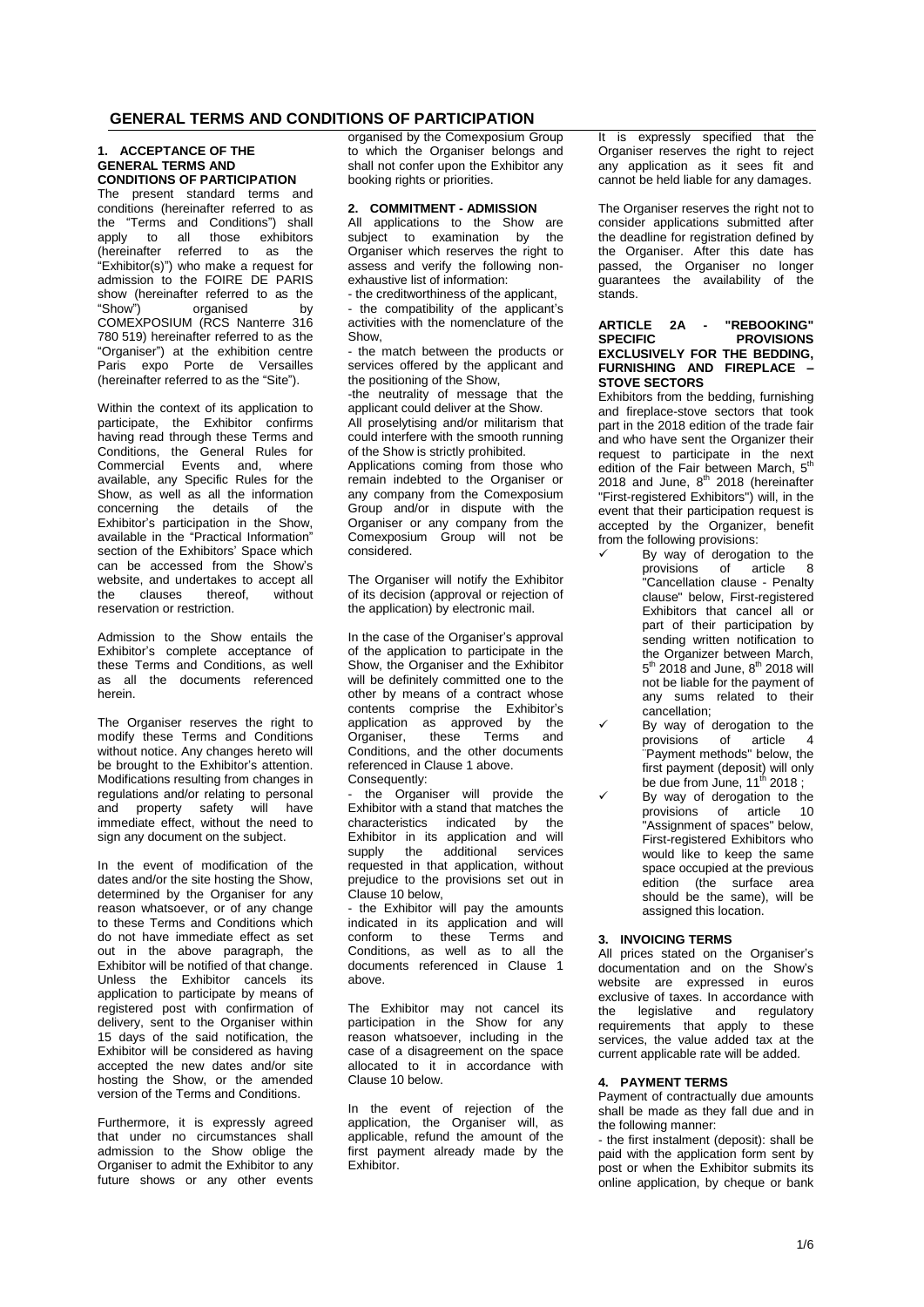# GENERAL TERMS AND CONDITIONS OF PARTICIPATION

## 1. ACCEPTANCE OF THE GENERAL TERMS AND CONDITIONS OF PARTICIPATION

The present standard terms and conditions (hereinafter referred to as the "Terms and Conditions") shall apply to all those exhibitors (hereinafter referred to as the "Exhibitor(s)") who make a request for admission to the FOIRE DE PARIS show (hereinafter referred to as the "Show") organised by COMEXPOSIUM (RCS Nanterre 316 780 519) hereinafter referred to as the "Organiser") at the exhibition centre Paris expo Porte de Versailles (hereinafter referred to as the "Site").

Within the context of its application to participate, the Exhibitor confirms having read through these Terms and Conditions, the General Rules for Commercial Events and, where available, any Specific Rules for the Show, as well as all the information concerning the details of the Exhibitor's participation in the Show, available in the "Practical Information" section of the Exhibitors' Space which can be accessed from the Show's website, and undertakes to accept all the clauses thereof, without reservation or restriction.

Admission to the Show entails the Exhibitor's complete acceptance of these Terms and Conditions, as well as all the documents referenced herein.

The Organiser reserves the right to modify these Terms and Conditions without notice. Any changes hereto will be brought to the Exhibitor's attention. Modifications resulting from changes in regulations and/or relating to personal and property safety will have immediate effect, without the need to sign any document on the subject.

In the event of modification of the dates and/or the site hosting the Show, determined by the Organiser for any reason whatsoever, or of any change to these Terms and Conditions which do not have immediate effect as set out in the above paragraph, the Exhibitor will be notified of that change. Unless the Exhibitor cancels its application to participate by means of registered post with confirmation of delivery, sent to the Organiser within 15 days of the said notification, the Exhibitor will be considered as having accepted the new dates and/or site hosting the Show, or the amended version of the Terms and Conditions.

Furthermore, it is expressly agreed that under no circumstances shall admission to the Show oblige the Organiser to admit the Exhibitor to any future shows or any other events organised by the Comexposium Group to which the Organiser belongs and shall not confer upon the Exhibitor any booking rights or priorities.

## 2. COMMITMENT - ADMISSION

All applications to the Show are subject to examination by the Organiser which reserves the right to assess and verify the following non-exhaustive list of information:

- the creditworthiness of the applicant,
- the compatibility of the applicant's activities with the nomenclature of the Show,
- the match between the products or services offered by the applicant and the positioning of the Show,
- the neutrality of message that the applicant could deliver at the Show.

All proselytising and/or militarism that could interfere with the smooth running of the Show is strictly prohibited.

Applications coming from those who remain indebted to the Organiser or any company from the Comexposium Group and/or in dispute with the Organiser or any company from the Comexposium Group will not be considered.

The Organiser will notify the Exhibitor of its decision (approval or rejection of the application) by electronic mail.

In the case of the Organiser's approval of the application to participate in the Show, the Organiser and the Exhibitor will be definitely committed one to the other by means of a contract whose contents comprise the Exhibitor's application as approved by the Organiser, these Terms and Conditions, and the other documents referenced in Clause 1 above.

Consequently:

- the Organiser will provide the Exhibitor with a stand that matches the characteristics indicated by the Exhibitor in its application and will supply the additional services requested in that application, without prejudice to the provisions set out in Clause 10 below,
- the Exhibitor will pay the amounts indicated in its application and will conform to these Terms and Conditions, as well as to all the documents referenced in Clause 1 above.

The Exhibitor may not cancel its participation in the Show for any reason whatsoever, including in the case of a disagreement on the space allocated to it in accordance with Clause 10 below.

In the event of rejection of the application, the Organiser will, as applicable, refund the amount of the first payment already made by the Exhibitor.

It is expressly specified that the Organiser reserves the right to reject any application as it sees fit and cannot be held liable for any damages.

The Organiser reserves the right not to consider applications submitted after the deadline for registration defined by the Organiser. After this date has passed, the Organiser no longer guarantees the availability of the stands.

## ARTICLE 2A - "REBOOKING" SPECIFIC PROVISIONS EXCLUSIVELY FOR THE BEDDING, FURNISHING AND FIREPLACE – STOVE SECTORS

Exhibitors from the bedding, furnishing and fireplace-stove sectors that took part in the 2018 edition of the trade fair and who have sent the Organizer their request to participate in the next edition of the Fair between March, 5th 2018 and June, 8th 2018 (hereinafter "First-registered Exhibitors") will, in the event that their participation request is accepted by the Organizer, benefit from the following provisions:

- ✓ By way of derogation to the provisions of article 8 "Cancellation clause - Penalty clause" below, First-registered Exhibitors that cancel all or part of their participation by sending written notification to the Organizer between March, 5th 2018 and June, 8th 2018 will not be liable for the payment of any sums related to their cancellation;
- ✓ By way of derogation to the provisions of article 4 "Payment methods" below, the first payment (deposit) will only be due from June, 11th 2018 ;
- ✓ By way of derogation to the provisions of article 10 "Assignment of spaces" below, First-registered Exhibitors who would like to keep the same space occupied at the previous edition (the surface area should be the same), will be assigned this location.

## 3. INVOICING TERMS

All prices stated on the Organiser's documentation and on the Show's website are expressed in euros exclusive of taxes. In accordance with the legislative and regulatory requirements that apply to these services, the value added tax at the current applicable rate will be added.

## 4. PAYMENT TERMS

Payment of contractually due amounts shall be made as they fall due and in the following manner:

- the first instalment (deposit): shall be paid with the application form sent by post or when the Exhibitor submits its online application, by cheque or bank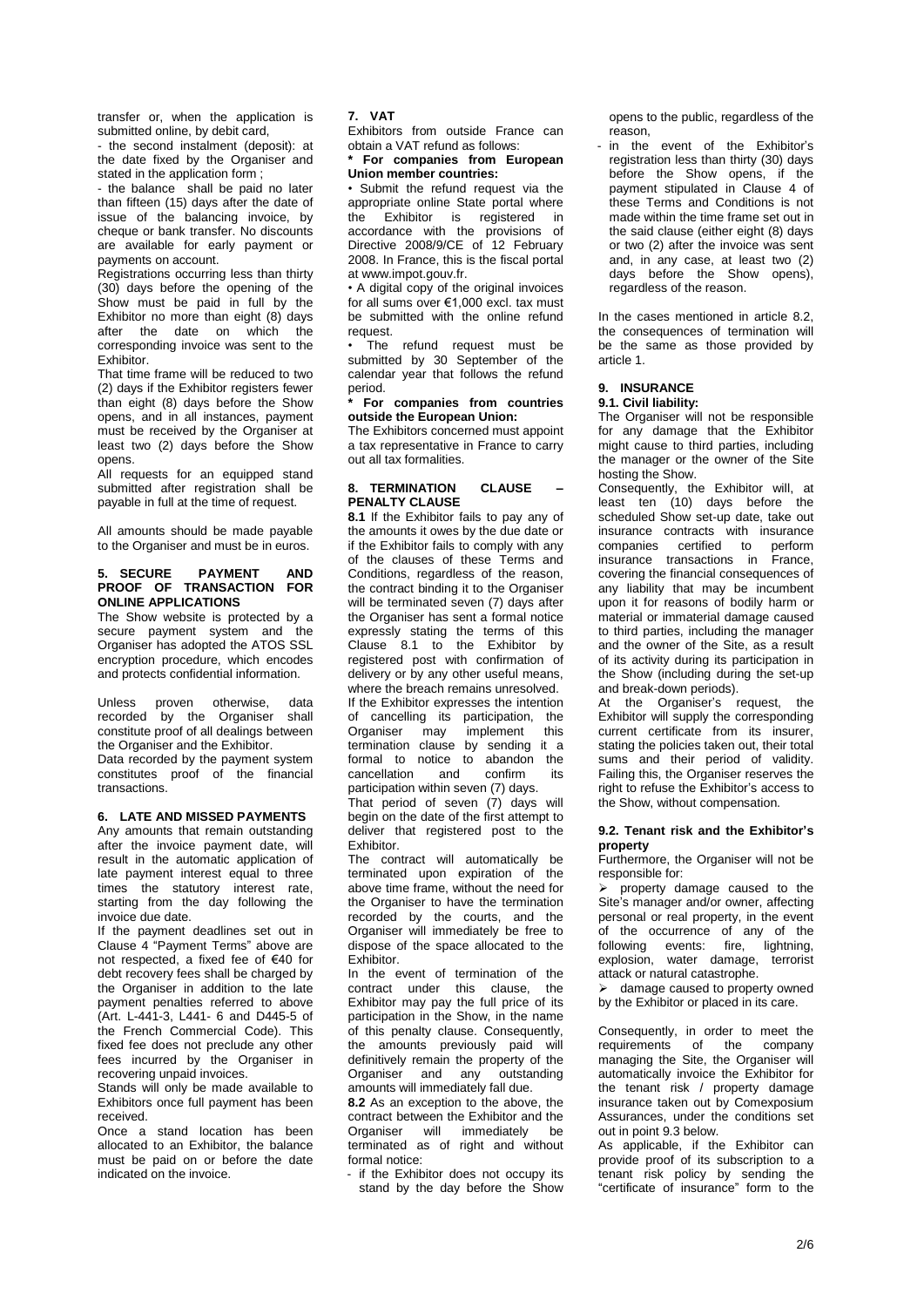transfer or, when the application is submitted online, by debit card,

- the second instalment (deposit): at the date fixed by the Organiser and stated in the application form ;

- the balance shall be paid no later than fifteen (15) days after the date of issue of the balancing invoice, by cheque or bank transfer. No discounts are available for early payment or payments on account.

Registrations occurring less than thirty (30) days before the opening of the Show must be paid in full by the Exhibitor no more than eight (8) days after the date on which the corresponding invoice was sent to the Exhibitor.

That time frame will be reduced to two (2) days if the Exhibitor registers fewer than eight (8) days before the Show opens, and in all instances, payment must be received by the Organiser at least two (2) days before the Show opens.

All requests for an equipped stand submitted after registration shall be payable in full at the time of request.

All amounts should be made payable to the Organiser and must be in euros.

## 5. SECURE PAYMENT AND PROOF OF TRANSACTION FOR ONLINE APPLICATIONS

The Show website is protected by a secure payment system and the Organiser has adopted the ATOS SSL encryption procedure, which encodes and protects confidential information.

Unless proven otherwise, data recorded by the Organiser shall constitute proof of all dealings between the Organiser and the Exhibitor.

Data recorded by the payment system constitutes proof of the financial transactions.

## 6. LATE AND MISSED PAYMENTS

Any amounts that remain outstanding after the invoice payment date, will result in the automatic application of late payment interest equal to three times the statutory interest rate, starting from the day following the invoice due date.

If the payment deadlines set out in Clause 4 "Payment Terms" above are not respected, a fixed fee of €40 for debt recovery fees shall be charged by the Organiser in addition to the late payment penalties referred to above (Art. L-441-3, L441- 6 and D445-5 of the French Commercial Code). This fixed fee does not preclude any other fees incurred by the Organiser in recovering unpaid invoices.

Stands will only be made available to Exhibitors once full payment has been received.

Once a stand location has been allocated to an Exhibitor, the balance must be paid on or before the date indicated on the invoice.

## 7. VAT

Exhibitors from outside France can obtain a VAT refund as follows:

**\* For companies from European Union member countries:**

• Submit the refund request via the appropriate online State portal where the Exhibitor is registered in accordance with the provisions of Directive 2008/9/CE of 12 February 2008. In France, this is the fiscal portal at www.impot.gouv.fr.

• A digital copy of the original invoices for all sums over €1,000 excl. tax must be submitted with the online refund request.

• The refund request must be submitted by 30 September of the calendar year that follows the refund period.

**\* For companies from countries outside the European Union:**

The Exhibitors concerned must appoint a tax representative in France to carry out all tax formalities.

## 8. TERMINATION CLAUSE – PENALTY CLAUSE

**8.1** If the Exhibitor fails to pay any of the amounts it owes by the due date or if the Exhibitor fails to comply with any of the clauses of these Terms and Conditions, regardless of the reason, the contract binding it to the Organiser will be terminated seven (7) days after the Organiser has sent a formal notice expressly stating the terms of this Clause 8.1 to the Exhibitor by registered post with confirmation of delivery or by any other useful means, where the breach remains unresolved.

If the Exhibitor expresses the intention of cancelling its participation, the Organiser may implement this termination clause by sending it a formal to notice to abandon the cancellation and confirm its participation within seven (7) days.

That period of seven (7) days will begin on the date of the first attempt to deliver that registered post to the Exhibitor.

The contract will automatically be terminated upon expiration of the above time frame, without the need for the Organiser to have the termination recorded by the courts, and the Organiser will immediately be free to dispose of the space allocated to the Exhibitor.

In the event of termination of the contract under this clause, the Exhibitor may pay the full price of its participation in the Show, in the name of this penalty clause. Consequently, the amounts previously paid will definitively remain the property of the Organiser and any outstanding amounts will immediately fall due.

**8.2** As an exception to the above, the contract between the Exhibitor and the Organiser will immediately be terminated as of right and without formal notice:

- if the Exhibitor does not occupy its stand by the day before the Show opens to the public, regardless of the reason,
- in the event of the Exhibitor's registration less than thirty (30) days before the Show opens, if the payment stipulated in Clause 4 of these Terms and Conditions is not made within the time frame set out in the said clause (either eight (8) days or two (2) after the invoice was sent and, in any case, at least two (2) days before the Show opens), regardless of the reason.

In the cases mentioned in article 8.2, the consequences of termination will be the same as those provided by article 1.

## 9. INSURANCE

### 9.1. Civil liability:

The Organiser will not be responsible for any damage that the Exhibitor might cause to third parties, including the manager or the owner of the Site hosting the Show.

Consequently, the Exhibitor will, at least ten (10) days before the scheduled Show set-up date, take out insurance contracts with insurance companies certified to perform insurance transactions in France, covering the financial consequences of any liability that may be incumbent upon it for reasons of bodily harm or material or immaterial damage caused to third parties, including the manager and the owner of the Site, as a result of its activity during its participation in the Show (including during the set-up and break-down periods).

At the Organiser's request, the Exhibitor will supply the corresponding current certificate from its insurer, stating the policies taken out, their total sums and their period of validity. Failing this, the Organiser reserves the right to refuse the Exhibitor's access to the Show, without compensation.

### 9.2. Tenant risk and the Exhibitor's property

Furthermore, the Organiser will not be responsible for:

- property damage caused to the Site's manager and/or owner, affecting personal or real property, in the event of the occurrence of any of the following events: fire, lightning, explosion, water damage, terrorist attack or natural catastrophe.
- damage caused to property owned by the Exhibitor or placed in its care.

Consequently, in order to meet the requirements of the company managing the Site, the Organiser will automatically invoice the Exhibitor for the tenant risk / property damage insurance taken out by Comexposium Assurances, under the conditions set out in point 9.3 below.

As applicable, if the Exhibitor can provide proof of its subscription to a tenant risk policy by sending the "certificate of insurance" form to the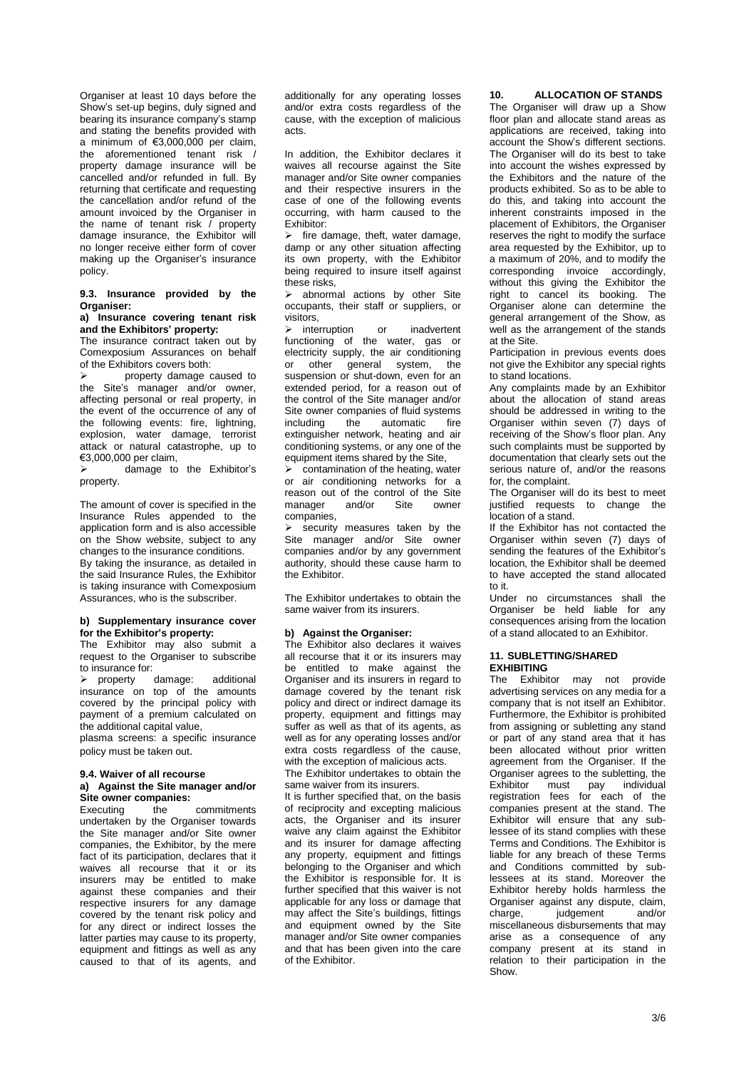Organiser at least 10 days before the Show's set-up begins, duly signed and bearing its insurance company's stamp and stating the benefits provided with a minimum of €3,000,000 per claim, the aforementioned tenant risk / property damage insurance will be cancelled and/or refunded in full. By returning that certificate and requesting the cancellation and/or refund of the amount invoiced by the Organiser in the name of tenant risk / property damage insurance, the Exhibitor will no longer receive either form of cover making up the Organiser's insurance policy.

#### 9.3. Insurance provided by the Organiser:

**a) Insurance covering tenant risk and the Exhibitors' property:**

The insurance contract taken out by Comexposium Assurances on behalf of the Exhibitors covers both:

- property damage caused to the Site's manager and/or owner, affecting personal or real property, in the event of the occurrence of any of the following events: fire, lightning, explosion, water damage, terrorist attack or natural catastrophe, up to €3,000,000 per claim,
- damage to the Exhibitor's property.

The amount of cover is specified in the Insurance Rules appended to the application form and is also accessible on the Show website, subject to any changes to the insurance conditions.

By taking the insurance, as detailed in the said Insurance Rules, the Exhibitor is taking insurance with Comexposium Assurances, who is the subscriber.

**b) Supplementary insurance cover for the Exhibitor's property:**

The Exhibitor may also submit a request to the Organiser to subscribe to insurance for:

- property damage: additional insurance on top of the amounts covered by the principal policy with payment of a premium calculated on the additional capital value,

plasma screens: a specific insurance policy must be taken out.

#### 9.4. Waiver of all recourse

**a) Against the Site manager and/or Site owner companies:**

Executing the commitments undertaken by the Organiser towards the Site manager and/or Site owner companies, the Exhibitor, by the mere fact of its participation, declares that it waives all recourse that it or its insurers may be entitled to make against these companies and their respective insurers for any damage covered by the tenant risk policy and for any direct or indirect losses the latter parties may cause to its property, equipment and fittings as well as any caused to that of its agents, and additionally for any operating losses and/or extra costs regardless of the cause, with the exception of malicious acts.

In addition, the Exhibitor declares it waives all recourse against the Site manager and/or Site owner companies and their respective insurers in the case of one of the following events occurring, with harm caused to the Exhibitor:

- fire damage, theft, water damage, damp or any other situation affecting its own property, with the Exhibitor being required to insure itself against these risks,
- abnormal actions by other Site occupants, their staff or suppliers, or visitors,
- interruption or inadvertent functioning of the water, gas or electricity supply, the air conditioning or other general system, the suspension or shut-down, even for an extended period, for a reason out of the control of the Site manager and/or Site owner companies of fluid systems including the automatic fire extinguisher network, heating and air conditioning systems, or any one of the equipment items shared by the Site,
- contamination of the heating, water or air conditioning networks for a reason out of the control of the Site manager and/or Site owner companies,
- security measures taken by the Site manager and/or Site owner companies and/or by any government authority, should these cause harm to the Exhibitor.

The Exhibitor undertakes to obtain the same waiver from its insurers.

**b) Against the Organiser:**

The Exhibitor also declares it waives all recourse that it or its insurers may be entitled to make against the Organiser and its insurers in regard to damage covered by the tenant risk policy and direct or indirect damage its property, equipment and fittings may suffer as well as that of its agents, as well as for any operating losses and/or extra costs regardless of the cause, with the exception of malicious acts.

The Exhibitor undertakes to obtain the same waiver from its insurers.

It is further specified that, on the basis of reciprocity and excepting malicious acts, the Organiser and its insurer waive any claim against the Exhibitor and its insurer for damage affecting any property, equipment and fittings belonging to the Organiser and which the Exhibitor is responsible for. It is further specified that this waiver is not applicable for any loss or damage that may affect the Site's buildings, fittings and equipment owned by the Site manager and/or Site owner companies and that has been given into the care of the Exhibitor.

## 10. ALLOCATION OF STANDS

The Organiser will draw up a Show floor plan and allocate stand areas as applications are received, taking into account the Show's different sections. The Organiser will do its best to take into account the wishes expressed by the Exhibitors and the nature of the products exhibited. So as to be able to do this, and taking into account the inherent constraints imposed in the placement of Exhibitors, the Organiser reserves the right to modify the surface area requested by the Exhibitor, up to a maximum of 20%, and to modify the corresponding invoice accordingly, without this giving the Exhibitor the right to cancel its booking. The Organiser alone can determine the general arrangement of the Show, as well as the arrangement of the stands at the Site.

Participation in previous events does not give the Exhibitor any special rights to stand locations.

Any complaints made by an Exhibitor about the allocation of stand areas should be addressed in writing to the Organiser within seven (7) days of receiving of the Show's floor plan. Any such complaints must be supported by documentation that clearly sets out the serious nature of, and/or the reasons for, the complaint.

The Organiser will do its best to meet justified requests to change the location of a stand.

If the Exhibitor has not contacted the Organiser within seven (7) days of sending the features of the Exhibitor's location, the Exhibitor shall be deemed to have accepted the stand allocated to it.

Under no circumstances shall the Organiser be held liable for any consequences arising from the location of a stand allocated to an Exhibitor.

## 11. SUBLETTING/SHARED EXHIBITING

The Exhibitor may not provide advertising services on any media for a company that is not itself an Exhibitor. Furthermore, the Exhibitor is prohibited from assigning or subletting any stand or part of any stand area that it has been allocated without prior written agreement from the Organiser. If the Organiser agrees to the subletting, the Exhibitor must pay individual registration fees for each of the companies present at the stand. The Exhibitor will ensure that any sublessee of its stand complies with these Terms and Conditions. The Exhibitor is liable for any breach of these Terms and Conditions committed by sublessees at its stand. Moreover the Exhibitor hereby holds harmless the Organiser against any dispute, claim, charge, judgement and/or miscellaneous disbursements that may arise as a consequence of any company present at its stand in relation to their participation in the Show.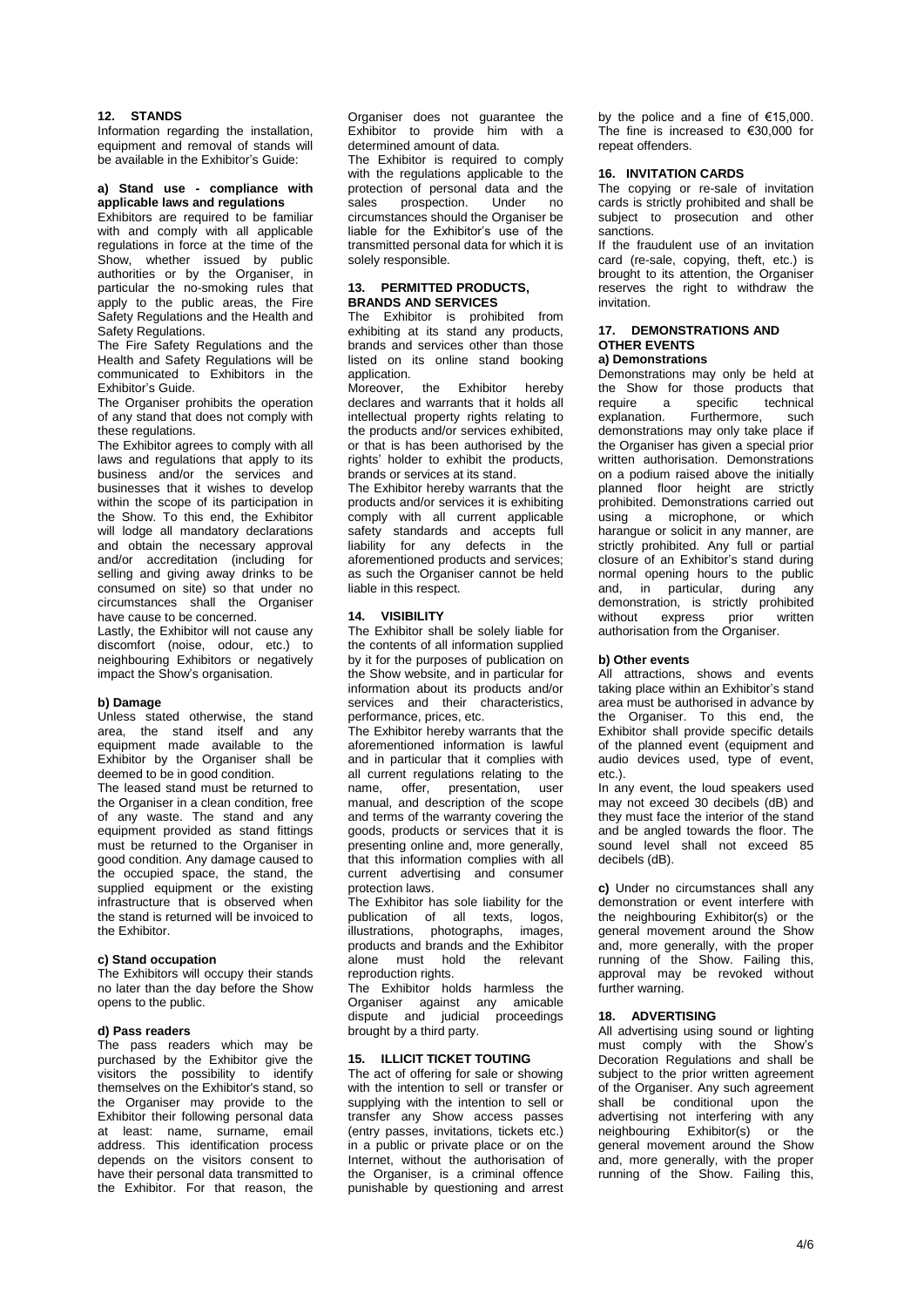## 12. STANDS

Information regarding the installation, equipment and removal of stands will be available in the Exhibitor's Guide:

### a) Stand use - compliance with applicable laws and regulations

Exhibitors are required to be familiar with and comply with all applicable regulations in force at the time of the Show, whether issued by public authorities or by the Organiser, in particular the no-smoking rules that apply to the public areas, the Fire Safety Regulations and the Health and Safety Regulations.

The Fire Safety Regulations and the Health and Safety Regulations will be communicated to Exhibitors in the Exhibitor's Guide.

The Organiser prohibits the operation of any stand that does not comply with these regulations.

The Exhibitor agrees to comply with all laws and regulations that apply to its business and/or the services and businesses that it wishes to develop within the scope of its participation in the Show. To this end, the Exhibitor will lodge all mandatory declarations and obtain the necessary approval and/or accreditation (including for selling and giving away drinks to be consumed on site) so that under no circumstances shall the Organiser have cause to be concerned.

Lastly, the Exhibitor will not cause any discomfort (noise, odour, etc.) to neighbouring Exhibitors or negatively impact the Show's organisation.

### b) Damage

Unless stated otherwise, the stand area, the stand itself and any equipment made available to the Exhibitor by the Organiser shall be deemed to be in good condition.

The leased stand must be returned to the Organiser in a clean condition, free of any waste. The stand and any equipment provided as stand fittings must be returned to the Organiser in good condition. Any damage caused to the occupied space, the stand, the supplied equipment or the existing infrastructure that is observed when the stand is returned will be invoiced to the Exhibitor.

### c) Stand occupation

The Exhibitors will occupy their stands no later than the day before the Show opens to the public.

### d) Pass readers

The pass readers which may be purchased by the Exhibitor give the visitors the possibility to identify themselves on the Exhibitor's stand, so the Organiser may provide to the Exhibitor their following personal data at least: name, surname, email address. This identification process depends on the visitors consent to have their personal data transmitted to the Exhibitor. For that reason, the Organiser does not guarantee the Exhibitor to provide him with a determined amount of data.

The Exhibitor is required to comply with the regulations applicable to the protection of personal data and the sales prospection. Under no circumstances should the Organiser be liable for the Exhibitor's use of the transmitted personal data for which it is solely responsible.

## 13. PERMITTED PRODUCTS, BRANDS AND SERVICES

The Exhibitor is prohibited from exhibiting at its stand any products, brands and services other than those listed on its online stand booking application.

Moreover, the Exhibitor hereby declares and warrants that it holds all intellectual property rights relating to the products and/or services exhibited, or that is has been authorised by the rights' holder to exhibit the products, brands or services at its stand.

The Exhibitor hereby warrants that the products and/or services it is exhibiting comply with all current applicable safety standards and accepts full liability for any defects in the aforementioned products and services; as such the Organiser cannot be held liable in this respect.

## 14. VISIBILITY

The Exhibitor shall be solely liable for the contents of all information supplied by it for the purposes of publication on the Show website, and in particular for information about its products and/or services and their characteristics, performance, prices, etc.

The Exhibitor hereby warrants that the aforementioned information is lawful and in particular that it complies with all current regulations relating to the name, offer, presentation, user manual, and description of the scope and terms of the warranty covering the goods, products or services that it is presenting online and, more generally, that this information complies with all current advertising and consumer protection laws.

The Exhibitor has sole liability for the publication of all texts, logos, illustrations, photographs, images, products and brands and the Exhibitor alone must hold the relevant reproduction rights.

The Exhibitor holds harmless the Organiser against any amicable dispute and judicial proceedings brought by a third party.

## 15. ILLICIT TICKET TOUTING

The act of offering for sale or showing with the intention to sell or transfer or supplying with the intention to sell or transfer any Show access passes (entry passes, invitations, tickets etc.) in a public or private place or on the Internet, without the authorisation of the Organiser, is a criminal offence punishable by questioning and arrest by the police and a fine of €15,000. The fine is increased to €30,000 for repeat offenders.

## 16. INVITATION CARDS

The copying or re-sale of invitation cards is strictly prohibited and shall be subject to prosecution and other sanctions.

If the fraudulent use of an invitation card (re-sale, copying, theft, etc.) is brought to its attention, the Organiser reserves the right to withdraw the invitation.

## 17. DEMONSTRATIONS AND OTHER EVENTS

### a) Demonstrations

Demonstrations may only be held at the Show for those products that require a specific technical explanation. Furthermore, such demonstrations may only take place if the Organiser has given a special prior written authorisation. Demonstrations on a podium raised above the initially planned floor height are strictly prohibited. Demonstrations carried out using a microphone, or which harangue or solicit in any manner, are strictly prohibited. Any full or partial closure of an Exhibitor's stand during normal opening hours to the public and, in particular, during any demonstration, is strictly prohibited without express prior written authorisation from the Organiser.

### b) Other events

All attractions, shows and events taking place within an Exhibitor's stand area must be authorised in advance by the Organiser. To this end, the Exhibitor shall provide specific details of the planned event (equipment and audio devices used, type of event, etc.).

In any event, the loud speakers used may not exceed 30 decibels (dB) and they must face the interior of the stand and be angled towards the floor. The sound level shall not exceed 85 decibels (dB).

**c)** Under no circumstances shall any demonstration or event interfere with the neighbouring Exhibitor(s) or the general movement around the Show and, more generally, with the proper running of the Show. Failing this, approval may be revoked without further warning.

## 18. ADVERTISING

All advertising using sound or lighting must comply with the Show's Decoration Regulations and shall be subject to the prior written agreement of the Organiser. Any such agreement shall be conditional upon the advertising not interfering with any neighbouring Exhibitor(s) or the general movement around the Show and, more generally, with the proper running of the Show. Failing this,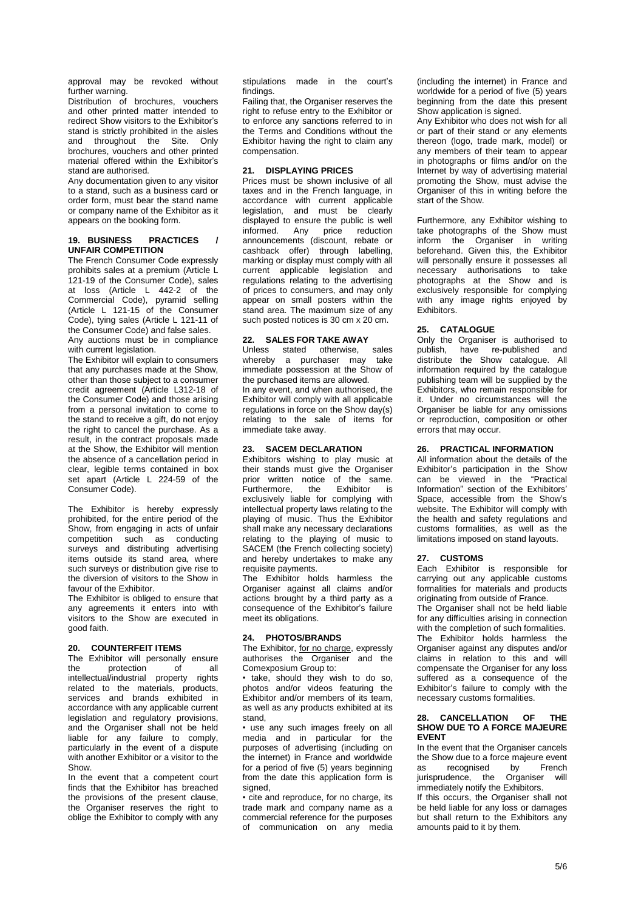approval may be revoked without further warning.

Distribution of brochures, vouchers and other printed matter intended to redirect Show visitors to the Exhibitor's stand is strictly prohibited in the aisles and throughout the Site. Only brochures, vouchers and other printed material offered within the Exhibitor's stand are authorised.

Any documentation given to any visitor to a stand, such as a business card or order form, must bear the stand name or company name of the Exhibitor as it appears on the booking form.

## 19. BUSINESS PRACTICES / UNFAIR COMPETITION

The French Consumer Code expressly prohibits sales at a premium (Article L 121-19 of the Consumer Code), sales at loss (Article L 442-2 of the Commercial Code), pyramid selling (Article L 121-15 of the Consumer Code), tying sales (Article L 121-11 of the Consumer Code) and false sales.

Any auctions must be in compliance with current legislation.

The Exhibitor will explain to consumers that any purchases made at the Show, other than those subject to a consumer credit agreement (Article L312-18 of the Consumer Code) and those arising from a personal invitation to come to the stand to receive a gift, do not enjoy the right to cancel the purchase. As a result, in the contract proposals made at the Show, the Exhibitor will mention the absence of a cancellation period in clear, legible terms contained in box set apart (Article L 224-59 of the Consumer Code).

The Exhibitor is hereby expressly prohibited, for the entire period of the Show, from engaging in acts of unfair competition such as conducting surveys and distributing advertising items outside its stand area, where such surveys or distribution give rise to the diversion of visitors to the Show in favour of the Exhibitor.

The Exhibitor is obliged to ensure that any agreements it enters into with visitors to the Show are executed in good faith.

## 20. COUNTERFEIT ITEMS

The Exhibitor will personally ensure the protection of all intellectual/industrial property rights related to the materials, products, services and brands exhibited in accordance with any applicable current legislation and regulatory provisions, and the Organiser shall not be held liable for any failure to comply, particularly in the event of a dispute with another Exhibitor or a visitor to the Show.

In the event that a competent court finds that the Exhibitor has breached the provisions of the present clause, the Organiser reserves the right to oblige the Exhibitor to comply with any stipulations made in the court's findings.

Failing that, the Organiser reserves the right to refuse entry to the Exhibitor or to enforce any sanctions referred to in the Terms and Conditions without the Exhibitor having the right to claim any compensation.

## 21. DISPLAYING PRICES

Prices must be shown inclusive of all taxes and in the French language, in accordance with current applicable legislation, and must be clearly displayed to ensure the public is well informed. Any price reduction announcements (discount, rebate or cashback offer) through labelling, marking or display must comply with all current applicable legislation and regulations relating to the advertising of prices to consumers, and may only appear on small posters within the stand area. The maximum size of any such posted notices is 30 cm x 20 cm.

## 22. SALES FOR TAKE AWAY

Unless stated otherwise, sales whereby a purchaser may take immediate possession at the Show of the purchased items are allowed.

In any event, and when authorised, the Exhibitor will comply with all applicable regulations in force on the Show day(s) relating to the sale of items for immediate take away.

## 23. SACEM DECLARATION

Exhibitors wishing to play music at their stands must give the Organiser prior written notice of the same. Furthermore, the Exhibitor is exclusively liable for complying with intellectual property laws relating to the playing of music. Thus the Exhibitor shall make any necessary declarations relating to the playing of music to SACEM (the French collecting society) and hereby undertakes to make any requisite payments.

The Exhibitor holds harmless the Organiser against all claims and/or actions brought by a third party as a consequence of the Exhibitor's failure meet its obligations.

## 24. PHOTOS/BRANDS

The Exhibitor, <u>for no charge</u>, expressly authorises the Organiser and the Comexposium Group to:

• take, should they wish to do so, photos and/or videos featuring the Exhibitor and/or members of its team, as well as any products exhibited at its stand,

• use any such images freely on all media and in particular for the purposes of advertising (including on the internet) in France and worldwide for a period of five (5) years beginning from the date this application form is signed,

• cite and reproduce, for no charge, its trade mark and company name as a commercial reference for the purposes of communication on any media (including the internet) in France and worldwide for a period of five (5) years beginning from the date this present Show application is signed.

Any Exhibitor who does not wish for all or part of their stand or any elements thereon (logo, trade mark, model) or any members of their team to appear in photographs or films and/or on the Internet by way of advertising material promoting the Show, must advise the Organiser of this in writing before the start of the Show.

Furthermore, any Exhibitor wishing to take photographs of the Show must inform the Organiser in writing beforehand. Given this, the Exhibitor will personally ensure it possesses all necessary authorisations to take photographs at the Show and is exclusively responsible for complying with any image rights enjoyed by Exhibitors.

## 25. CATALOGUE

Only the Organiser is authorised to publish, have re-published and distribute the Show catalogue. All information required by the catalogue publishing team will be supplied by the Exhibitors, who remain responsible for it. Under no circumstances will the Organiser be liable for any omissions or reproduction, composition or other errors that may occur.

## 26. PRACTICAL INFORMATION

All information about the details of the Exhibitor's participation in the Show can be viewed in the "Practical Information" section of the Exhibitors' Space, accessible from the Show's website. The Exhibitor will comply with the health and safety regulations and customs formalities, as well as the limitations imposed on stand layouts.

## 27. CUSTOMS

Each Exhibitor is responsible for carrying out any applicable customs formalities for materials and products originating from outside of France.

The Organiser shall not be held liable for any difficulties arising in connection with the completion of such formalities. The Exhibitor holds harmless the Organiser against any disputes and/or claims in relation to this and will compensate the Organiser for any loss suffered as a consequence of the Exhibitor's failure to comply with the necessary customs formalities.

## 28. CANCELLATION OF THE SHOW DUE TO A FORCE MAJEURE EVENT

In the event that the Organiser cancels the Show due to a force majeure event as recognised by French jurisprudence, the Organiser will immediately notify the Exhibitors.

If this occurs, the Organiser shall not be held liable for any loss or damages but shall return to the Exhibitors any amounts paid to it by them.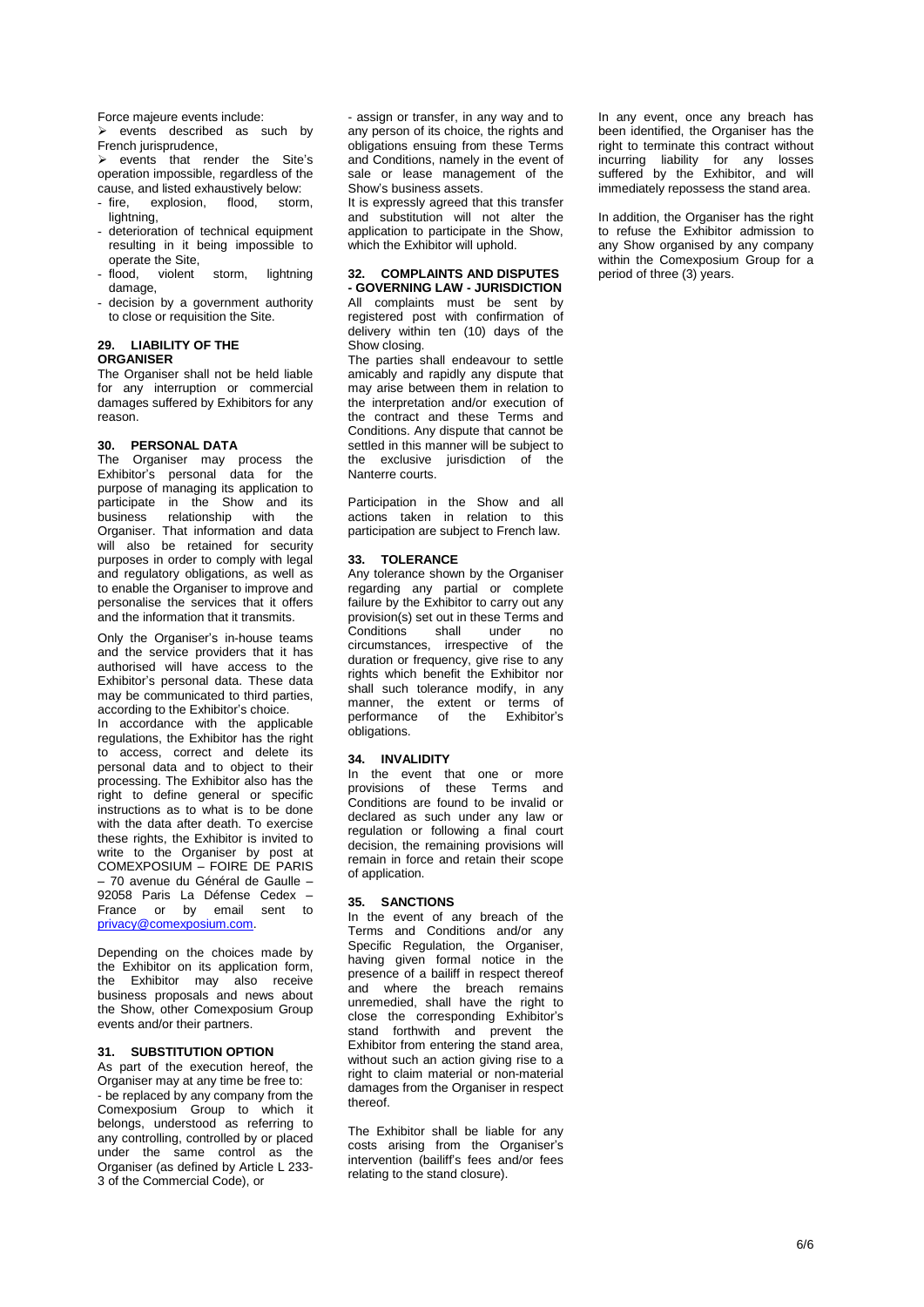Force majeure events include:

- events described as such by French jurisprudence,
- events that render the Site's operation impossible, regardless of the cause, and listed exhaustively below:
  - fire, explosion, flood, storm, lightning,
  - deterioration of technical equipment resulting in it being impossible to operate the Site,
  - flood, violent storm, lightning damage,
  - decision by a government authority to close or requisition the Site.

### 29. LIABILITY OF THE ORGANISER

The Organiser shall not be held liable for any interruption or commercial damages suffered by Exhibitors for any reason.

### 30. PERSONAL DATA

The Organiser may process the Exhibitor's personal data for the purpose of managing its application to participate in the Show and its business relationship with the Organiser. That information and data will also be retained for security purposes in order to comply with legal and regulatory obligations, as well as to enable the Organiser to improve and personalise the services that it offers and the information that it transmits.

Only the Organiser's in-house teams and the service providers that it has authorised will have access to the Exhibitor's personal data. These data may be communicated to third parties, according to the Exhibitor's choice.

In accordance with the applicable regulations, the Exhibitor has the right to access, correct and delete its personal data and to object to their processing. The Exhibitor also has the right to define general or specific instructions as to what is to be done with the data after death. To exercise these rights, the Exhibitor is invited to write to the Organiser by post at COMEXPOSIUM – FOIRE DE PARIS – 70 avenue du Général de Gaulle – 92058 Paris La Défense Cedex – France or by email sent to privacy@comexposium.com.

Depending on the choices made by the Exhibitor on its application form, the Exhibitor may also receive business proposals and news about the Show, other Comexposium Group events and/or their partners.

### 31. SUBSTITUTION OPTION

As part of the execution hereof, the Organiser may at any time be free to:

- be replaced by any company from the Comexposium Group to which it belongs, understood as referring to any controlling, controlled by or placed under the same control as the Organiser (as defined by Article L 233-3 of the Commercial Code), or
- assign or transfer, in any way and to any person of its choice, the rights and obligations ensuing from these Terms and Conditions, namely in the event of sale or lease management of the Show's business assets.

It is expressly agreed that this transfer and substitution will not alter the application to participate in the Show, which the Exhibitor will uphold.

### 32. COMPLAINTS AND DISPUTES - GOVERNING LAW - JURISDICTION

All complaints must be sent by registered post with confirmation of delivery within ten (10) days of the Show closing.

The parties shall endeavour to settle amicably and rapidly any dispute that may arise between them in relation to the interpretation and/or execution of the contract and these Terms and Conditions. Any dispute that cannot be settled in this manner will be subject to the exclusive jurisdiction of the Nanterre courts.

Participation in the Show and all actions taken in relation to this participation are subject to French law.

### 33. TOLERANCE

Any tolerance shown by the Organiser regarding any partial or complete failure by the Exhibitor to carry out any provision(s) set out in these Terms and Conditions shall under no circumstances, irrespective of the duration or frequency, give rise to any rights which benefit the Exhibitor nor shall such tolerance modify, in any manner, the extent or terms of performance of the Exhibitor's obligations.

### 34. INVALIDITY

In the event that one or more provisions of these Terms and Conditions are found to be invalid or declared as such under any law or regulation or following a final court decision, the remaining provisions will remain in force and retain their scope of application.

### 35. SANCTIONS

In the event of any breach of the Terms and Conditions and/or any Specific Regulation, the Organiser, having given formal notice in the presence of a bailiff in respect thereof and where the breach remains unremedied, shall have the right to close the corresponding Exhibitor's stand forthwith and prevent the Exhibitor from entering the stand area, without such an action giving rise to a right to claim material or non-material damages from the Organiser in respect thereof.

The Exhibitor shall be liable for any costs arising from the Organiser's intervention (bailiff's fees and/or fees relating to the stand closure).

In any event, once any breach has been identified, the Organiser has the right to terminate this contract without incurring liability for any losses suffered by the Exhibitor, and will immediately repossess the stand area.

In addition, the Organiser has the right to refuse the Exhibitor admission to any Show organised by any company within the Comexposium Group for a period of three (3) years.